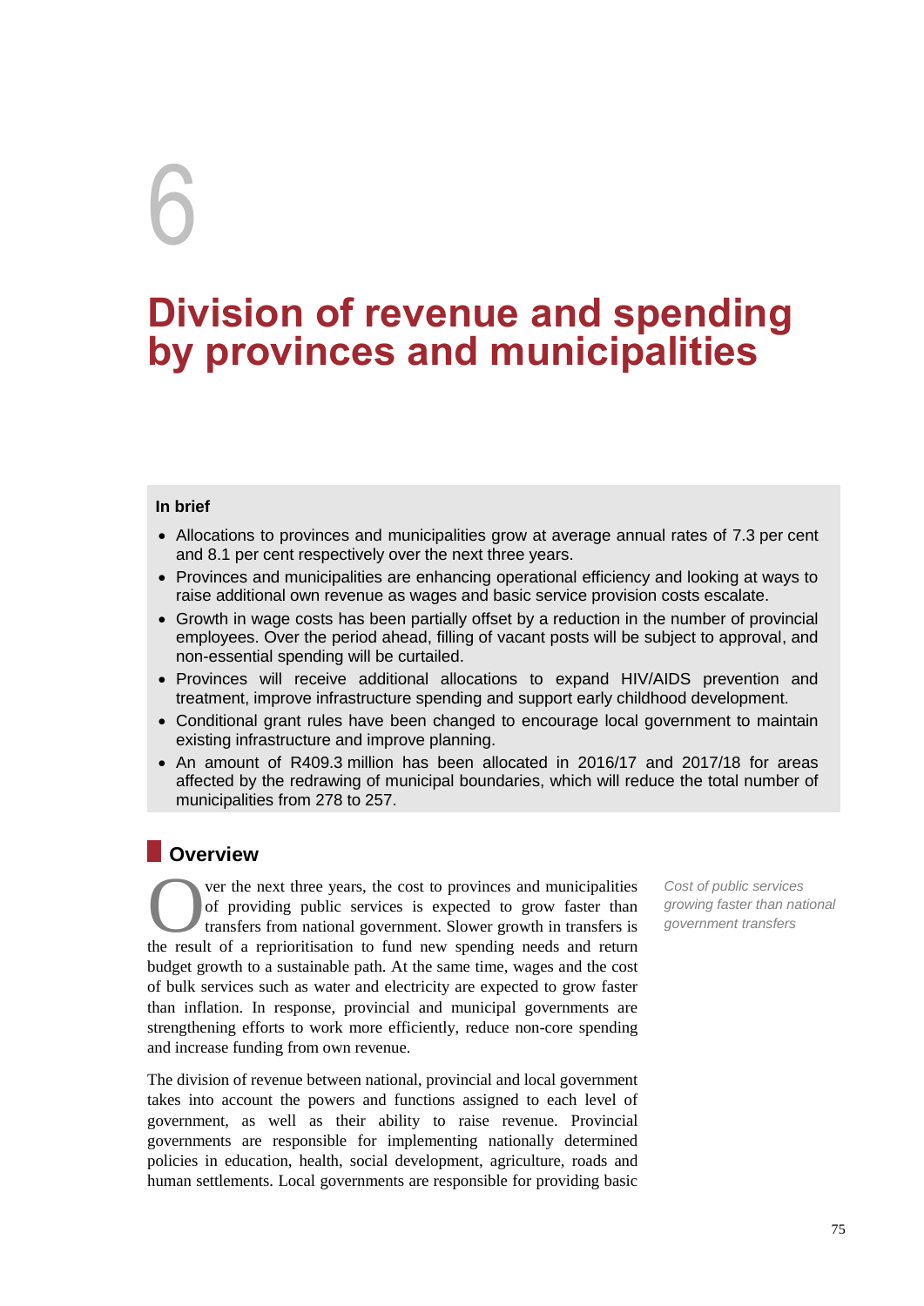# 6

# Division of revenue and spending by provinces and municipalities

**In brief**

- Allocations to provinces and municipalities grow at average annual rates of 7.3 per cent and 8.1 per cent respectively over the next three years.
- Provinces and municipalities are enhancing operational efficiency and looking at ways to raise additional own revenue as wages and basic service provision costs escalate.
- Growth in wage costs has been partially offset by a reduction in the number of provincial employees. Over the period ahead, filling of vacant posts will be subject to approval, and non-essential spending will be curtailed.
- Provinces will receive additional allocations to expand HIV/AIDS prevention and treatment, improve infrastructure spending and support early childhood development.
- Conditional grant rules have been changed to encourage local government to maintain existing infrastructure and improve planning.
- An amount of R409.3 million has been allocated in 2016/17 and 2017/18 for areas affected by the redrawing of municipal boundaries, which will reduce the total number of municipalities from 278 to 257.

## Overview

*Cost of public services growing faster than national government transfers*

Over the next three years, the cost to provinces and municipalities of providing public services is expected to grow faster than transfers from national government. Slower growth in transfers is the result of a reprioritisation to fund new spending needs and return budget growth to a sustainable path. At the same time, wages and the cost of bulk services such as water and electricity are expected to grow faster than inflation. In response, provincial and municipal governments are strengthening efforts to work more efficiently, reduce non-core spending and increase funding from own revenue.

The division of revenue between national, provincial and local government takes into account the powers and functions assigned to each level of government, as well as their ability to raise revenue. Provincial governments are responsible for implementing nationally determined policies in education, health, social development, agriculture, roads and human settlements. Local governments are responsible for providing basic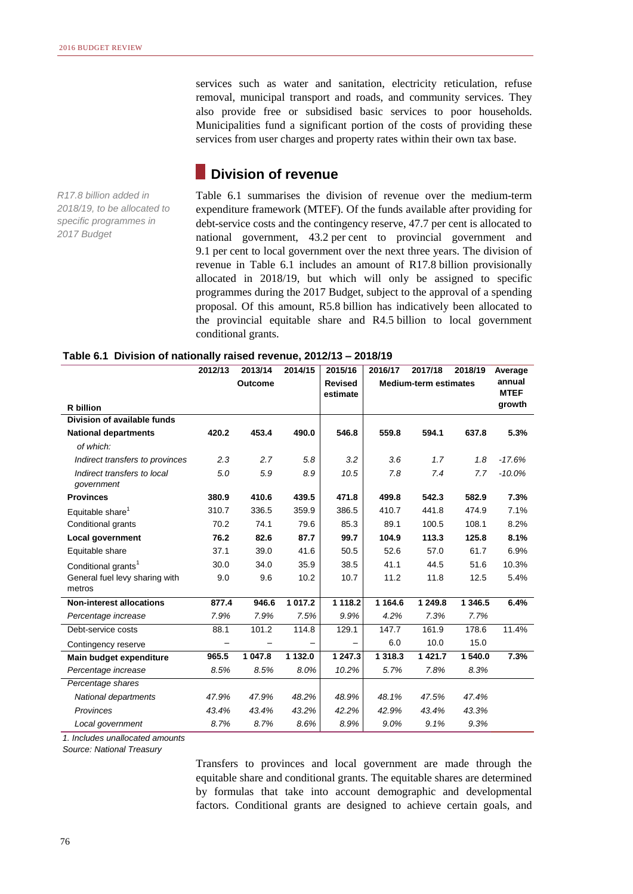services such as water and sanitation, electricity reticulation, refuse removal, municipal transport and roads, and community services. They also provide free or subsidised basic services to poor households. Municipalities fund a significant portion of the costs of providing these services from user charges and property rates within their own tax base.

## Division of revenue

*R17.8 billion added in 2018/19, to be allocated to specific programmes in 2017 Budget*

Table 6.1 summarises the division of revenue over the medium-term expenditure framework (MTEF). Of the funds available after providing for debt-service costs and the contingency reserve, 47.7 per cent is allocated to national government, 43.2 per cent to provincial government and 9.1 per cent to local government over the next three years. The division of revenue in Table 6.1 includes an amount of R17.8 billion provisionally allocated in 2018/19, but which will only be assigned to specific programmes during the 2017 Budget, subject to the approval of a spending proposal. Of this amount, R5.8 billion has indicatively been allocated to the provincial equitable share and R4.5 billion to local government conditional grants.

**Table 6.1 Division of nationally raised revenue, 2012/13 – 2018/19**

| | 2012/13 | 2013/14 | 2014/15 | 2015/16 | 2016/17 | 2017/18 | 2018/19 | Average annual MTEF growth |
|---|---|---|---|---|---|---|---|---|
| | | Outcome | | Revised estimate | | Medium-term estimates | | |
| **R billion** | | | | | | | | |
| **Division of available funds** | | | | | | | | |
| **National departments** | **420.2** | **453.4** | **490.0** | **546.8** | **559.8** | **594.1** | **637.8** | **5.3%** |
| *of which:* | | | | | | | | |
| *Indirect transfers to provinces* | *2.3* | *2.7* | *5.8* | *3.2* | *3.6* | *1.7* | *1.8* | *-17.6%* |
| *Indirect transfers to local government* | *5.0* | *5.9* | *8.9* | *10.5* | *7.8* | *7.4* | *7.7* | *-10.0%* |
| **Provinces** | **380.9** | **410.6** | **439.5** | **471.8** | **499.8** | **542.3** | **582.9** | **7.3%** |
| Equitable share[1] | 310.7 | 336.5 | 359.9 | 386.5 | 410.7 | 441.8 | 474.9 | 7.1% |
| Conditional grants | 70.2 | 74.1 | 79.6 | 85.3 | 89.1 | 100.5 | 108.1 | 8.2% |
| **Local government** | **76.2** | **82.6** | **87.7** | **99.7** | **104.9** | **113.3** | **125.8** | **8.1%** |
| Equitable share | 37.1 | 39.0 | 41.6 | 50.5 | 52.6 | 57.0 | 61.7 | 6.9% |
| Conditional grants[1] | 30.0 | 34.0 | 35.9 | 38.5 | 41.1 | 44.5 | 51.6 | 10.3% |
| General fuel levy sharing with metros | 9.0 | 9.6 | 10.2 | 10.7 | 11.2 | 11.8 | 12.5 | 5.4% |
| **Non-interest allocations** | **877.4** | **946.6** | **1 017.2** | **1 118.2** | **1 164.6** | **1 249.8** | **1 346.5** | **6.4%** |
| *Percentage increase* | *7.9%* | *7.9%* | *7.5%* | *9.9%* | *4.2%* | *7.3%* | *7.7%* | |
| Debt-service costs | 88.1 | 101.2 | 114.8 | 129.1 | 147.7 | 161.9 | 178.6 | 11.4% |
| Contingency reserve | – | – | – | – | 6.0 | 10.0 | 15.0 | |
| **Main budget expenditure** | **965.5** | **1 047.8** | **1 132.0** | **1 247.3** | **1 318.3** | **1 421.7** | **1 540.0** | **7.3%** |
| *Percentage increase* | *8.5%* | *8.5%* | *8.0%* | *10.2%* | *5.7%* | *7.8%* | *8.3%* | |
| *Percentage shares* | | | | | | | | |
| *National departments* | *47.9%* | *47.9%* | *48.2%* | *48.9%* | *48.1%* | *47.5%* | *47.4%* | |
| *Provinces* | *43.4%* | *43.4%* | *43.2%* | *42.2%* | *42.9%* | *43.4%* | *43.3%* | |
| *Local government* | *8.7%* | *8.7%* | *8.6%* | *8.9%* | *9.0%* | *9.1%* | *9.3%* | |

*1. Includes unallocated amounts*

*Source: National Treasury*

Transfers to provinces and local government are made through the equitable share and conditional grants. The equitable shares are determined by formulas that take into account demographic and developmental factors. Conditional grants are designed to achieve certain goals, and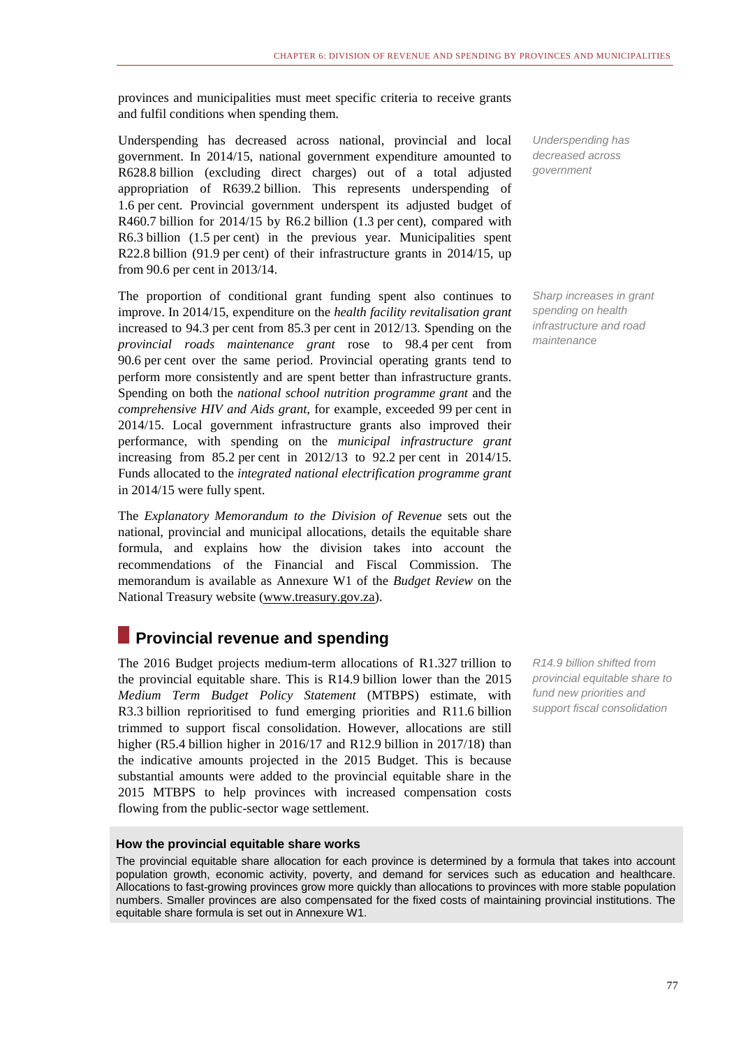provinces and municipalities must meet specific criteria to receive grants and fulfil conditions when spending them.

*Underspending has decreased across government*

Underspending has decreased across national, provincial and local government. In 2014/15, national government expenditure amounted to R628.8 billion (excluding direct charges) out of a total adjusted appropriation of R639.2 billion. This represents underspending of 1.6 per cent. Provincial government underspent its adjusted budget of R460.7 billion for 2014/15 by R6.2 billion (1.3 per cent), compared with R6.3 billion (1.5 per cent) in the previous year. Municipalities spent R22.8 billion (91.9 per cent) of their infrastructure grants in 2014/15, up from 90.6 per cent in 2013/14.

*Sharp increases in grant spending on health infrastructure and road maintenance*

The proportion of conditional grant funding spent also continues to improve. In 2014/15, expenditure on the *health facility revitalisation grant* increased to 94.3 per cent from 85.3 per cent in 2012/13. Spending on the *provincial roads maintenance grant* rose to 98.4 per cent from 90.6 per cent over the same period. Provincial operating grants tend to perform more consistently and are spent better than infrastructure grants. Spending on both the *national school nutrition programme grant* and the *comprehensive HIV and Aids grant*, for example, exceeded 99 per cent in 2014/15. Local government infrastructure grants also improved their performance, with spending on the *municipal infrastructure grant* increasing from 85.2 per cent in 2012/13 to 92.2 per cent in 2014/15. Funds allocated to the *integrated national electrification programme grant* in 2014/15 were fully spent.

The *Explanatory Memorandum to the Division of Revenue* sets out the national, provincial and municipal allocations, details the equitable share formula, and explains how the division takes into account the recommendations of the Financial and Fiscal Commission. The memorandum is available as Annexure W1 of the *Budget Review* on the National Treasury website (www.treasury.gov.za).

## Provincial revenue and spending

*R14.9 billion shifted from provincial equitable share to fund new priorities and support fiscal consolidation*

The 2016 Budget projects medium-term allocations of R1.327 trillion to the provincial equitable share. This is R14.9 billion lower than the 2015 *Medium Term Budget Policy Statement* (MTBPS) estimate, with R3.3 billion reprioritised to fund emerging priorities and R11.6 billion trimmed to support fiscal consolidation. However, allocations are still higher (R5.4 billion higher in 2016/17 and R12.9 billion in 2017/18) than the indicative amounts projected in the 2015 Budget. This is because substantial amounts were added to the provincial equitable share in the 2015 MTBPS to help provinces with increased compensation costs flowing from the public-sector wage settlement.

**How the provincial equitable share works**

The provincial equitable share allocation for each province is determined by a formula that takes into account population growth, economic activity, poverty, and demand for services such as education and healthcare. Allocations to fast-growing provinces grow more quickly than allocations to provinces with more stable population numbers. Smaller provinces are also compensated for the fixed costs of maintaining provincial institutions. The equitable share formula is set out in Annexure W1.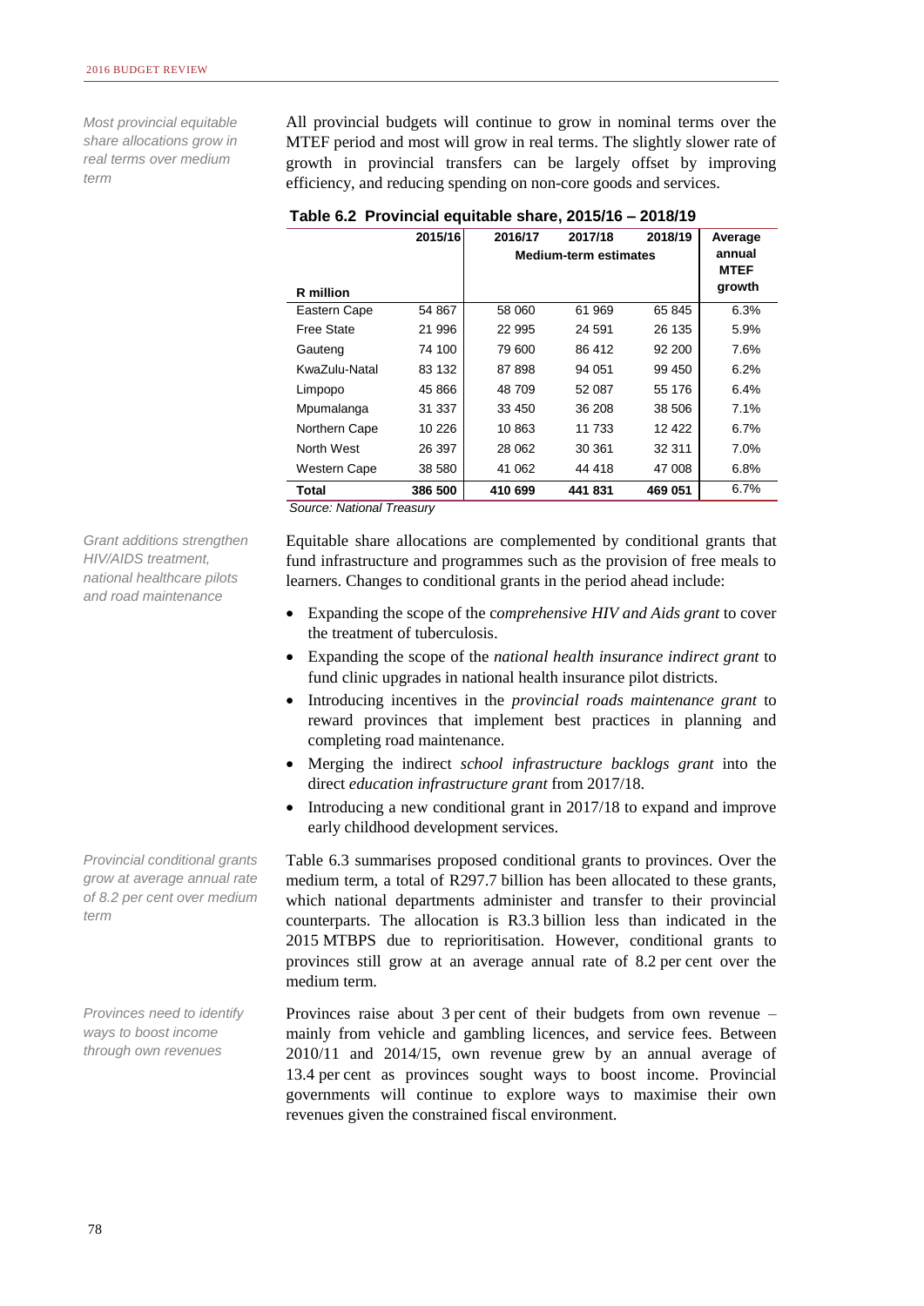*Most provincial equitable share allocations grow in real terms over medium term*

All provincial budgets will continue to grow in nominal terms over the MTEF period and most will grow in real terms. The slightly slower rate of growth in provincial transfers can be largely offset by improving efficiency, and reducing spending on non-core goods and services.

**Table 6.2 Provincial equitable share, 2015/16 – 2018/19**

| R million | 2015/16 | 2016/17 | 2017/18 | 2018/19 | Average annual MTEF growth |
|---|---|---|---|---|---|
| | | Medium-term estimates | | | |
| Eastern Cape | 54 867 | 58 060 | 61 969 | 65 845 | 6.3% |
| Free State | 21 996 | 22 995 | 24 591 | 26 135 | 5.9% |
| Gauteng | 74 100 | 79 600 | 86 412 | 92 200 | 7.6% |
| KwaZulu-Natal | 83 132 | 87 898 | 94 051 | 99 450 | 6.2% |
| Limpopo | 45 866 | 48 709 | 52 087 | 55 176 | 6.4% |
| Mpumalanga | 31 337 | 33 450 | 36 208 | 38 506 | 7.1% |
| Northern Cape | 10 226 | 10 863 | 11 733 | 12 422 | 6.7% |
| North West | 26 397 | 28 062 | 30 361 | 32 311 | 7.0% |
| Western Cape | 38 580 | 41 062 | 44 418 | 47 008 | 6.8% |
| **Total** | **386 500** | **410 699** | **441 831** | **469 051** | 6.7% |

*Source: National Treasury*

*Grant additions strengthen HIV/AIDS treatment, national healthcare pilots and road maintenance*

Equitable share allocations are complemented by conditional grants that fund infrastructure and programmes such as the provision of free meals to learners. Changes to conditional grants in the period ahead include:

- Expanding the scope of the c*omprehensive HIV and Aids grant* to cover the treatment of tuberculosis.
- Expanding the scope of the *national health insurance indirect grant* to fund clinic upgrades in national health insurance pilot districts.
- Introducing incentives in the *provincial roads maintenance grant* to reward provinces that implement best practices in planning and completing road maintenance.
- Merging the indirect *school infrastructure backlogs grant* into the direct *education infrastructure grant* from 2017/18.
- Introducing a new conditional grant in 2017/18 to expand and improve early childhood development services.

*Provincial conditional grants grow at average annual rate of 8.2 per cent over medium term*

Table 6.3 summarises proposed conditional grants to provinces. Over the medium term, a total of R297.7 billion has been allocated to these grants, which national departments administer and transfer to their provincial counterparts. The allocation is R3.3 billion less than indicated in the 2015 MTBPS due to reprioritisation. However, conditional grants to provinces still grow at an average annual rate of 8.2 per cent over the medium term.

*Provinces need to identify ways to boost income through own revenues*

Provinces raise about 3 per cent of their budgets from own revenue – mainly from vehicle and gambling licences, and service fees. Between 2010/11 and 2014/15, own revenue grew by an annual average of 13.4 per cent as provinces sought ways to boost income. Provincial governments will continue to explore ways to maximise their own revenues given the constrained fiscal environment.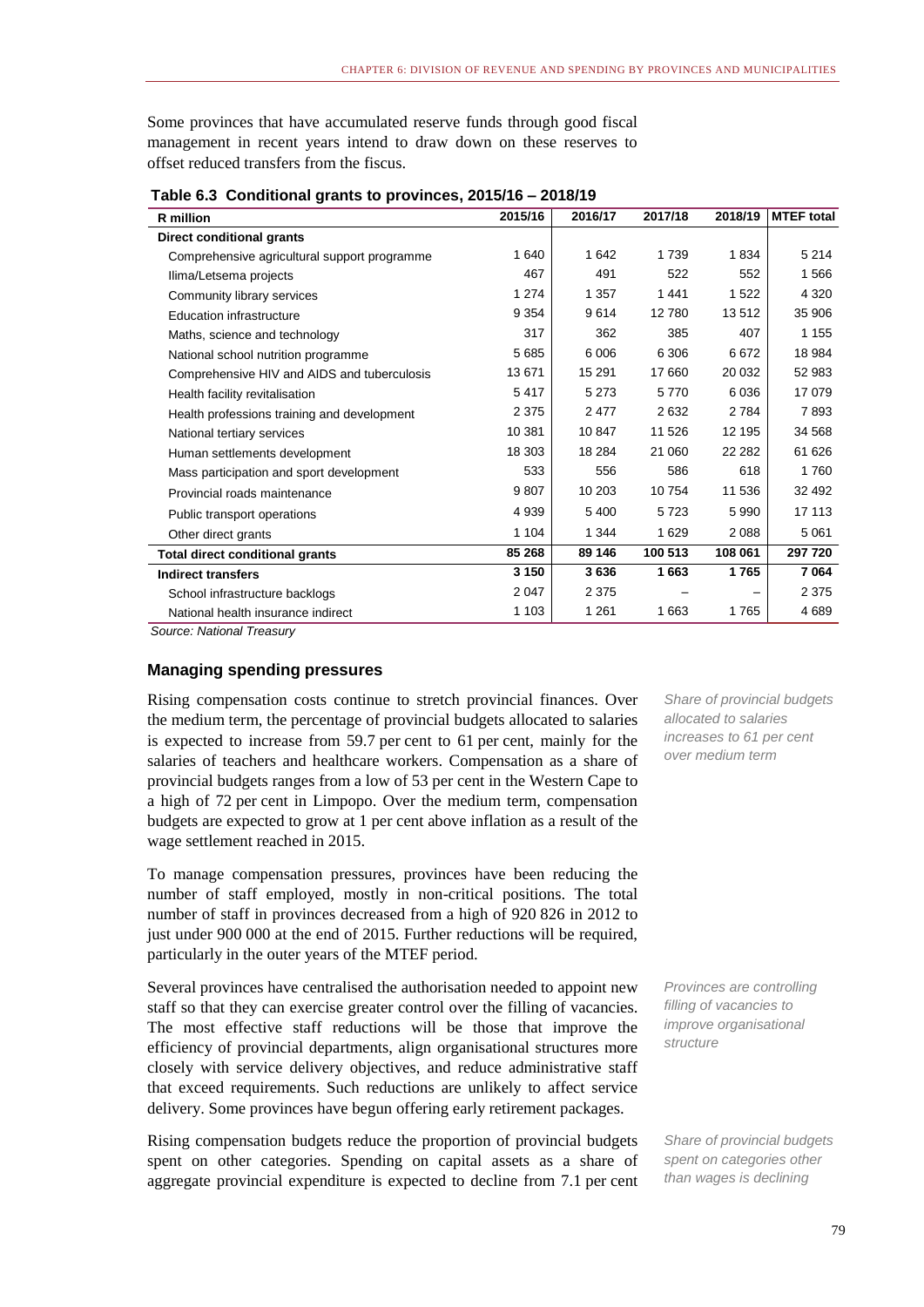Some provinces that have accumulated reserve funds through good fiscal management in recent years intend to draw down on these reserves to offset reduced transfers from the fiscus.

**Table 6.3 Conditional grants to provinces, 2015/16 – 2018/19**

| R million | 2015/16 | 2016/17 | 2017/18 | 2018/19 | MTEF total |
|---|---|---|---|---|---|
| **Direct conditional grants** | | | | | |
| Comprehensive agricultural support programme | 1 640 | 1 642 | 1 739 | 1 834 | 5 214 |
| Ilima/Letsema projects | 467 | 491 | 522 | 552 | 1 566 |
| Community library services | 1 274 | 1 357 | 1 441 | 1 522 | 4 320 |
| Education infrastructure | 9 354 | 9 614 | 12 780 | 13 512 | 35 906 |
| Maths, science and technology | 317 | 362 | 385 | 407 | 1 155 |
| National school nutrition programme | 5 685 | 6 006 | 6 306 | 6 672 | 18 984 |
| Comprehensive HIV and AIDS and tuberculosis | 13 671 | 15 291 | 17 660 | 20 032 | 52 983 |
| Health facility revitalisation | 5 417 | 5 273 | 5 770 | 6 036 | 17 079 |
| Health professions training and development | 2 375 | 2 477 | 2 632 | 2 784 | 7 893 |
| National tertiary services | 10 381 | 10 847 | 11 526 | 12 195 | 34 568 |
| Human settlements development | 18 303 | 18 284 | 21 060 | 22 282 | 61 626 |
| Mass participation and sport development | 533 | 556 | 586 | 618 | 1 760 |
| Provincial roads maintenance | 9 807 | 10 203 | 10 754 | 11 536 | 32 492 |
| Public transport operations | 4 939 | 5 400 | 5 723 | 5 990 | 17 113 |
| Other direct grants | 1 104 | 1 344 | 1 629 | 2 088 | 5 061 |
| **Total direct conditional grants** | **85 268** | **89 146** | **100 513** | **108 061** | **297 720** |
| **Indirect transfers** | **3 150** | **3 636** | **1 663** | **1 765** | **7 064** |
| School infrastructure backlogs | 2 047 | 2 375 | – | – | 2 375 |
| National health insurance indirect | 1 103 | 1 261 | 1 663 | 1 765 | 4 689 |

*Source: National Treasury*

### Managing spending pressures

*Share of provincial budgets allocated to salaries increases to 61 per cent over medium term*

Rising compensation costs continue to stretch provincial finances. Over the medium term, the percentage of provincial budgets allocated to salaries is expected to increase from 59.7 per cent to 61 per cent, mainly for the salaries of teachers and healthcare workers. Compensation as a share of provincial budgets ranges from a low of 53 per cent in the Western Cape to a high of 72 per cent in Limpopo. Over the medium term, compensation budgets are expected to grow at 1 per cent above inflation as a result of the wage settlement reached in 2015.

To manage compensation pressures, provinces have been reducing the number of staff employed, mostly in non-critical positions. The total number of staff in provinces decreased from a high of 920 826 in 2012 to just under 900 000 at the end of 2015. Further reductions will be required, particularly in the outer years of the MTEF period.

*Provinces are controlling filling of vacancies to improve organisational structure*

Several provinces have centralised the authorisation needed to appoint new staff so that they can exercise greater control over the filling of vacancies. The most effective staff reductions will be those that improve the efficiency of provincial departments, align organisational structures more closely with service delivery objectives, and reduce administrative staff that exceed requirements. Such reductions are unlikely to affect service delivery. Some provinces have begun offering early retirement packages.

*Share of provincial budgets spent on categories other than wages is declining*

Rising compensation budgets reduce the proportion of provincial budgets spent on other categories. Spending on capital assets as a share of aggregate provincial expenditure is expected to decline from 7.1 per cent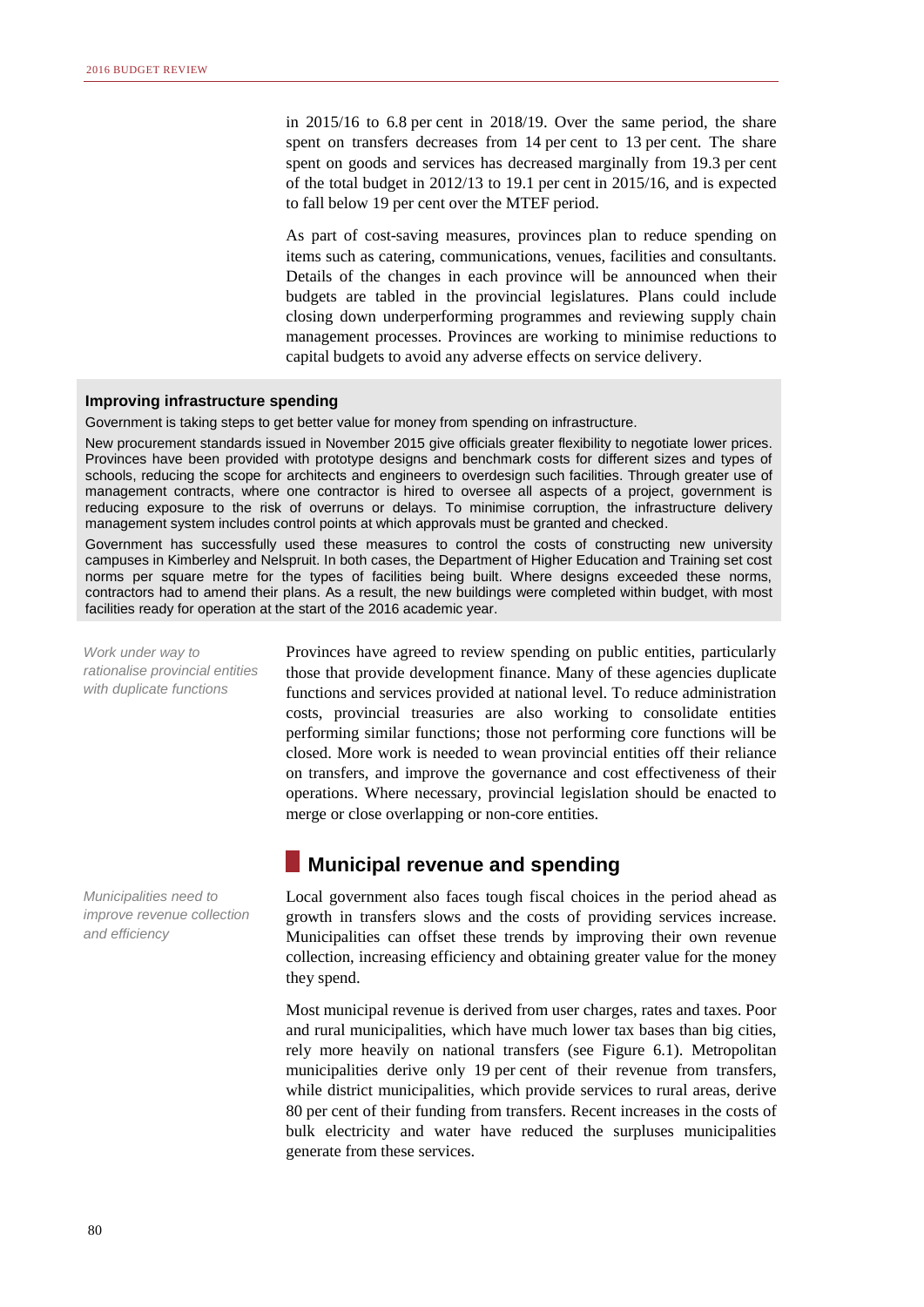in 2015/16 to 6.8 per cent in 2018/19. Over the same period, the share spent on transfers decreases from 14 per cent to 13 per cent. The share spent on goods and services has decreased marginally from 19.3 per cent of the total budget in 2012/13 to 19.1 per cent in 2015/16, and is expected to fall below 19 per cent over the MTEF period.

As part of cost-saving measures, provinces plan to reduce spending on items such as catering, communications, venues, facilities and consultants. Details of the changes in each province will be announced when their budgets are tabled in the provincial legislatures. Plans could include closing down underperforming programmes and reviewing supply chain management processes. Provinces are working to minimise reductions to capital budgets to avoid any adverse effects on service delivery.

**Improving infrastructure spending**

Government is taking steps to get better value for money from spending on infrastructure.

New procurement standards issued in November 2015 give officials greater flexibility to negotiate lower prices. Provinces have been provided with prototype designs and benchmark costs for different sizes and types of schools, reducing the scope for architects and engineers to overdesign such facilities. Through greater use of management contracts, where one contractor is hired to oversee all aspects of a project, government is reducing exposure to the risk of overruns or delays. To minimise corruption, the infrastructure delivery management system includes control points at which approvals must be granted and checked.

Government has successfully used these measures to control the costs of constructing new university campuses in Kimberley and Nelspruit. In both cases, the Department of Higher Education and Training set cost norms per square metre for the types of facilities being built. Where designs exceeded these norms, contractors had to amend their plans. As a result, the new buildings were completed within budget, with most facilities ready for operation at the start of the 2016 academic year.

*Work under way to rationalise provincial entities with duplicate functions*

Provinces have agreed to review spending on public entities, particularly those that provide development finance. Many of these agencies duplicate functions and services provided at national level. To reduce administration costs, provincial treasuries are also working to consolidate entities performing similar functions; those not performing core functions will be closed. More work is needed to wean provincial entities off their reliance on transfers, and improve the governance and cost effectiveness of their operations. Where necessary, provincial legislation should be enacted to merge or close overlapping or non-core entities.

## Municipal revenue and spending

*Municipalities need to improve revenue collection and efficiency*

Local government also faces tough fiscal choices in the period ahead as growth in transfers slows and the costs of providing services increase. Municipalities can offset these trends by improving their own revenue collection, increasing efficiency and obtaining greater value for the money they spend.

Most municipal revenue is derived from user charges, rates and taxes. Poor and rural municipalities, which have much lower tax bases than big cities, rely more heavily on national transfers (see Figure 6.1). Metropolitan municipalities derive only 19 per cent of their revenue from transfers, while district municipalities, which provide services to rural areas, derive 80 per cent of their funding from transfers. Recent increases in the costs of bulk electricity and water have reduced the surpluses municipalities generate from these services.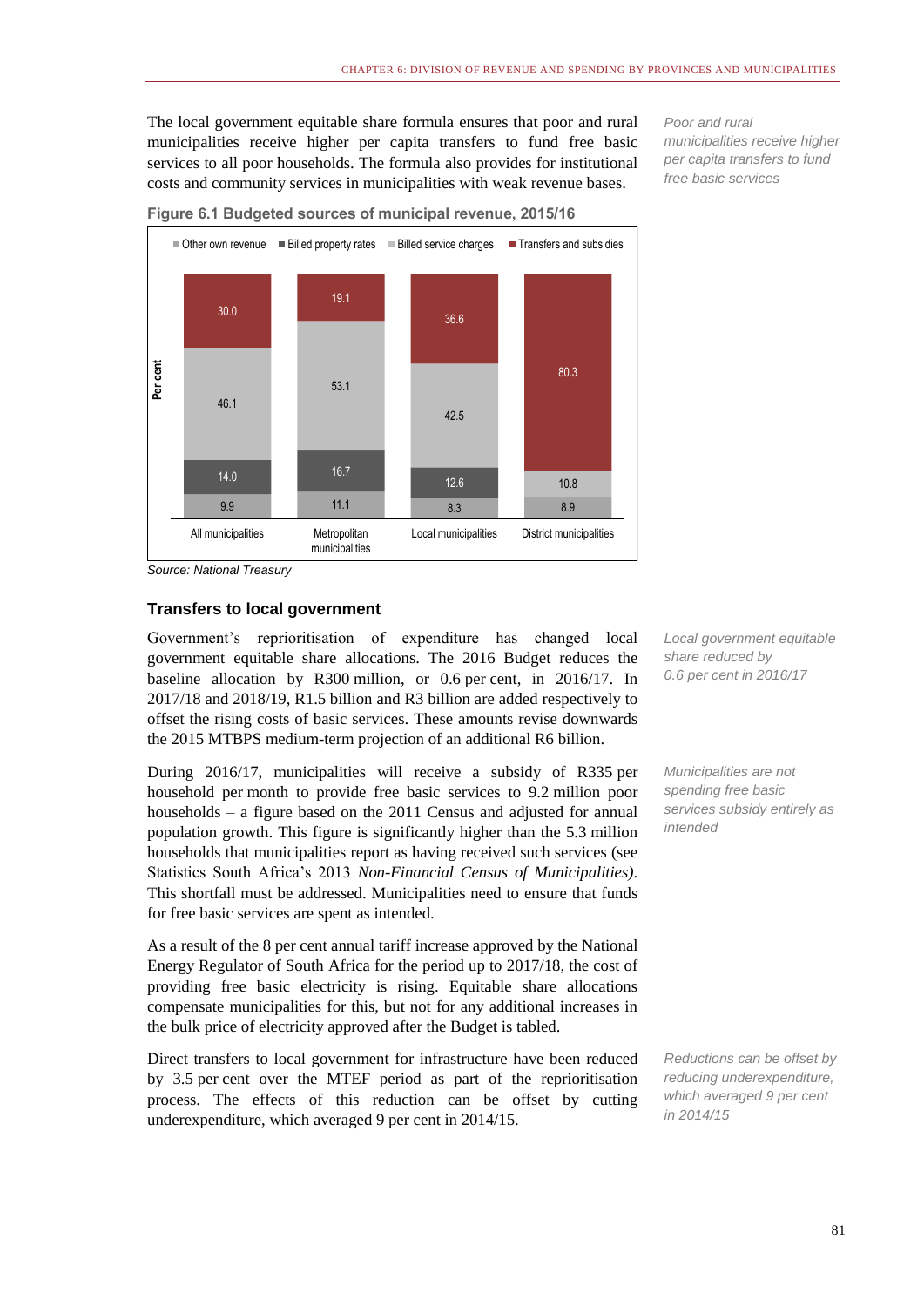The local government equitable share formula ensures that poor and rural municipalities receive higher per capita transfers to fund free basic services to all poor households. The formula also provides for institutional costs and community services in municipalities with weak revenue bases.

*Poor and rural municipalities receive higher per capita transfers to fund free basic services*

**Figure 6.1 Budgeted sources of municipal revenue, 2015/16**

Other own revenue
Billed property rates
Billed service charges
Transfers and subsidies

Per cent

All municipalities: 30.0, 46.1, 14.0, 9.9
Metropolitan municipalities: 19.1, 53.1, 16.7, 11.1
Local municipalities: 36.6, 42.5, 12.6, 8.3
District municipalities: 80.3, 10.8, 8.9

*Source: National Treasury*

## Transfers to local government

Government's reprioritisation of expenditure has changed local government equitable share allocations. The 2016 Budget reduces the baseline allocation by R300 million, or 0.6 per cent, in 2016/17. In 2017/18 and 2018/19, R1.5 billion and R3 billion are added respectively to offset the rising costs of basic services. These amounts revise downwards the 2015 MTBPS medium-term projection of an additional R6 billion.

*Local government equitable share reduced by 0.6 per cent in 2016/17*

During 2016/17, municipalities will receive a subsidy of R335 per household per month to provide free basic services to 9.2 million poor households – a figure based on the 2011 Census and adjusted for annual population growth. This figure is significantly higher than the 5.3 million households that municipalities report as having received such services (see Statistics South Africa's 2013 *Non-Financial Census of Municipalities)*. This shortfall must be addressed. Municipalities need to ensure that funds for free basic services are spent as intended.

*Municipalities are not spending free basic services subsidy entirely as intended*

As a result of the 8 per cent annual tariff increase approved by the National Energy Regulator of South Africa for the period up to 2017/18, the cost of providing free basic electricity is rising. Equitable share allocations compensate municipalities for this, but not for any additional increases in the bulk price of electricity approved after the Budget is tabled.

Direct transfers to local government for infrastructure have been reduced by 3.5 per cent over the MTEF period as part of the reprioritisation process. The effects of this reduction can be offset by cutting underexpenditure, which averaged 9 per cent in 2014/15.

*Reductions can be offset by reducing underexpenditure, which averaged 9 per cent in 2014/15*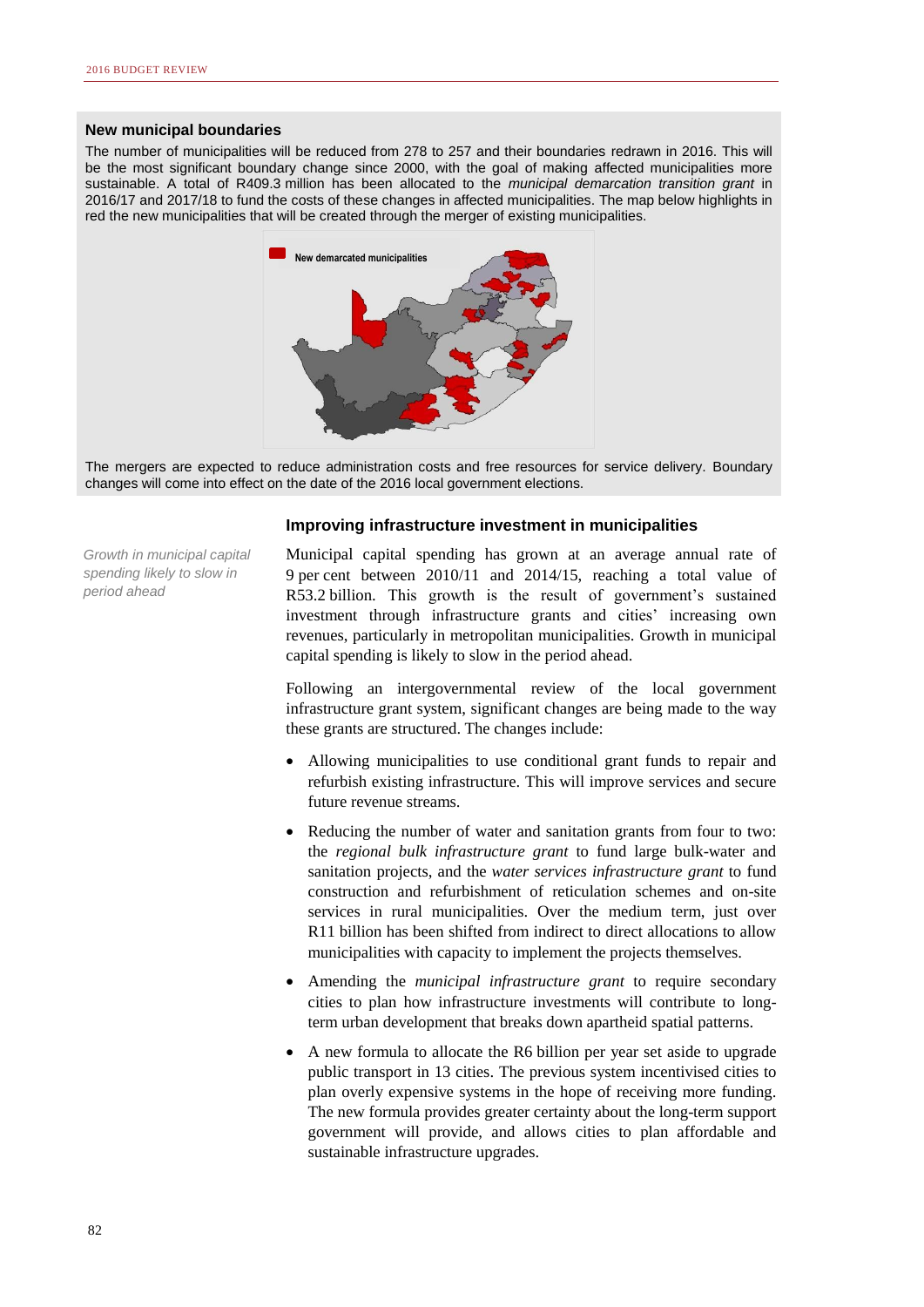### New municipal boundaries

The number of municipalities will be reduced from 278 to 257 and their boundaries redrawn in 2016. This will be the most significant boundary change since 2000, with the goal of making affected municipalities more sustainable. A total of R409.3 million has been allocated to the *municipal demarcation transition grant* in 2016/17 and 2017/18 to fund the costs of these changes in affected municipalities. The map below highlights in red the new municipalities that will be created through the merger of existing municipalities.

New demarcated municipalities

The mergers are expected to reduce administration costs and free resources for service delivery. Boundary changes will come into effect on the date of the 2016 local government elections.

### Improving infrastructure investment in municipalities

*Growth in municipal capital spending likely to slow in period ahead*

Municipal capital spending has grown at an average annual rate of 9 per cent between 2010/11 and 2014/15, reaching a total value of R53.2 billion. This growth is the result of government's sustained investment through infrastructure grants and cities' increasing own revenues, particularly in metropolitan municipalities. Growth in municipal capital spending is likely to slow in the period ahead.

Following an intergovernmental review of the local government infrastructure grant system, significant changes are being made to the way these grants are structured. The changes include:

- Allowing municipalities to use conditional grant funds to repair and refurbish existing infrastructure. This will improve services and secure future revenue streams.
- Reducing the number of water and sanitation grants from four to two: the *regional bulk infrastructure grant* to fund large bulk-water and sanitation projects, and the *water services infrastructure grant* to fund construction and refurbishment of reticulation schemes and on-site services in rural municipalities. Over the medium term, just over R11 billion has been shifted from indirect to direct allocations to allow municipalities with capacity to implement the projects themselves.
- Amending the *municipal infrastructure grant* to require secondary cities to plan how infrastructure investments will contribute to long-term urban development that breaks down apartheid spatial patterns.
- A new formula to allocate the R6 billion per year set aside to upgrade public transport in 13 cities. The previous system incentivised cities to plan overly expensive systems in the hope of receiving more funding. The new formula provides greater certainty about the long-term support government will provide, and allows cities to plan affordable and sustainable infrastructure upgrades.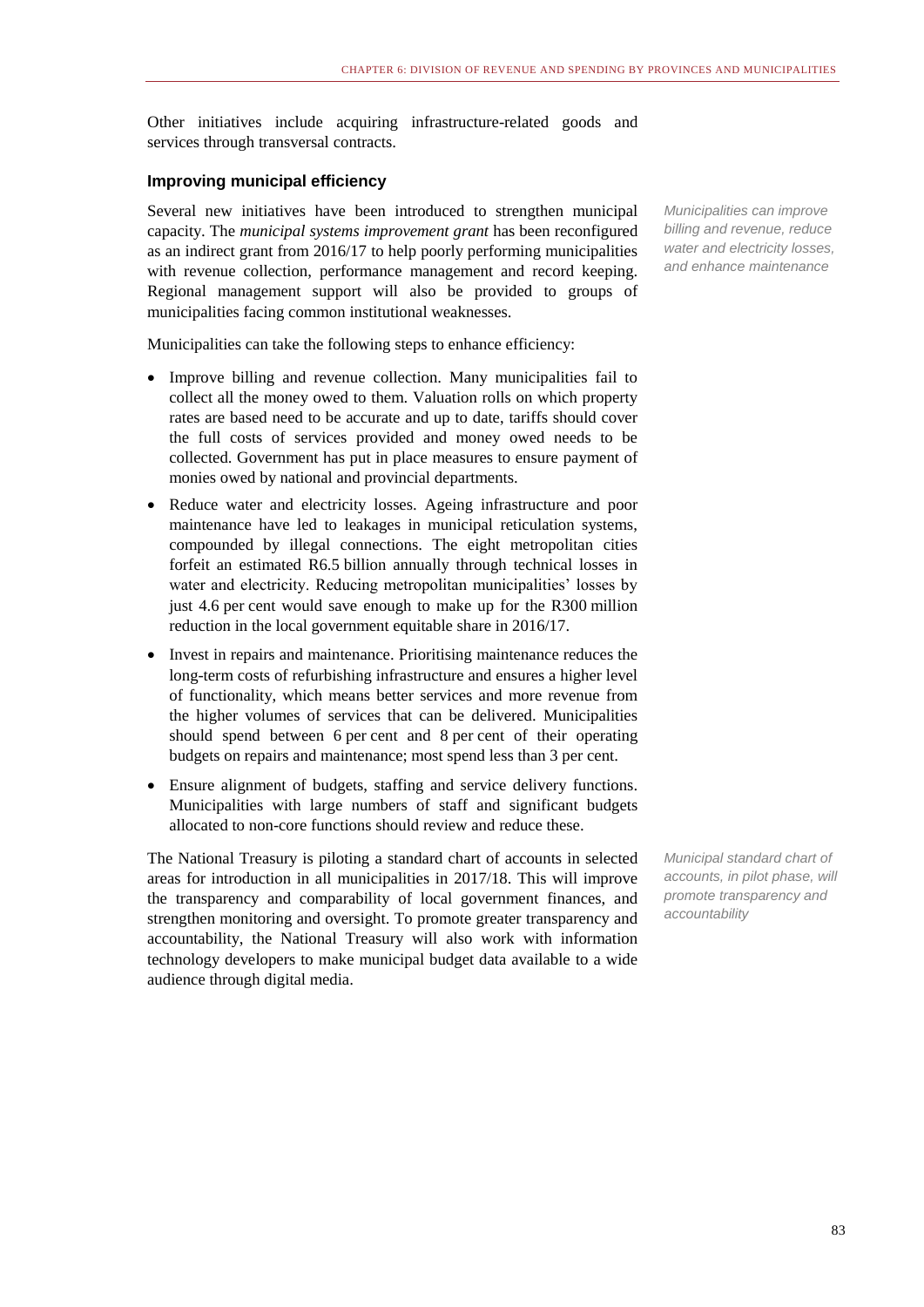Other initiatives include acquiring infrastructure-related goods and services through transversal contracts.

### Improving municipal efficiency

*Municipalities can improve billing and revenue, reduce water and electricity losses, and enhance maintenance*

Several new initiatives have been introduced to strengthen municipal capacity. The *municipal systems improvement grant* has been reconfigured as an indirect grant from 2016/17 to help poorly performing municipalities with revenue collection, performance management and record keeping. Regional management support will also be provided to groups of municipalities facing common institutional weaknesses.

Municipalities can take the following steps to enhance efficiency:

- Improve billing and revenue collection. Many municipalities fail to collect all the money owed to them. Valuation rolls on which property rates are based need to be accurate and up to date, tariffs should cover the full costs of services provided and money owed needs to be collected. Government has put in place measures to ensure payment of monies owed by national and provincial departments.
- Reduce water and electricity losses. Ageing infrastructure and poor maintenance have led to leakages in municipal reticulation systems, compounded by illegal connections. The eight metropolitan cities forfeit an estimated R6.5 billion annually through technical losses in water and electricity. Reducing metropolitan municipalities' losses by just 4.6 per cent would save enough to make up for the R300 million reduction in the local government equitable share in 2016/17.
- Invest in repairs and maintenance. Prioritising maintenance reduces the long-term costs of refurbishing infrastructure and ensures a higher level of functionality, which means better services and more revenue from the higher volumes of services that can be delivered. Municipalities should spend between 6 per cent and 8 per cent of their operating budgets on repairs and maintenance; most spend less than 3 per cent.
- Ensure alignment of budgets, staffing and service delivery functions. Municipalities with large numbers of staff and significant budgets allocated to non-core functions should review and reduce these.

*Municipal standard chart of accounts, in pilot phase, will promote transparency and accountability*

The National Treasury is piloting a standard chart of accounts in selected areas for introduction in all municipalities in 2017/18. This will improve the transparency and comparability of local government finances, and strengthen monitoring and oversight. To promote greater transparency and accountability, the National Treasury will also work with information technology developers to make municipal budget data available to a wide audience through digital media.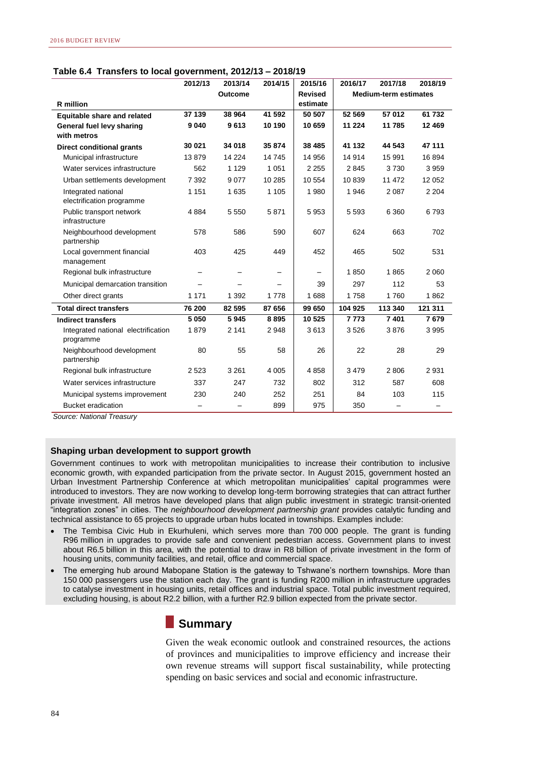**Table 6.4 Transfers to local government, 2012/13 – 2018/19**

| R million | 2012/13 | 2013/14 | 2014/15 | 2015/16 | 2016/17 | 2017/18 | 2018/19 |
|---|---|---|---|---|---|---|---|
| | | Outcome | | Revised estimate | Medium-term estimates | | |
| **Equitable share and related** | **37 139** | **38 964** | **41 592** | **50 507** | **52 569** | **57 012** | **61 732** |
| **General fuel levy sharing with metros** | **9 040** | **9 613** | **10 190** | **10 659** | **11 224** | **11 785** | **12 469** |
| **Direct conditional grants** | **30 021** | **34 018** | **35 874** | **38 485** | **41 132** | **44 543** | **47 111** |
| Municipal infrastructure | 13 879 | 14 224 | 14 745 | 14 956 | 14 914 | 15 991 | 16 894 |
| Water services infrastructure | 562 | 1 129 | 1 051 | 2 255 | 2 845 | 3 730 | 3 959 |
| Urban settlements development | 7 392 | 9 077 | 10 285 | 10 554 | 10 839 | 11 472 | 12 052 |
| Integrated national electrification programme | 1 151 | 1 635 | 1 105 | 1 980 | 1 946 | 2 087 | 2 204 |
| Public transport network infrastructure | 4 884 | 5 550 | 5 871 | 5 953 | 5 593 | 6 360 | 6 793 |
| Neighbourhood development partnership | 578 | 586 | 590 | 607 | 624 | 663 | 702 |
| Local government financial management | 403 | 425 | 449 | 452 | 465 | 502 | 531 |
| Regional bulk infrastructure | – | – | – | – | 1 850 | 1 865 | 2 060 |
| Municipal demarcation transition | – | – | – | 39 | 297 | 112 | 53 |
| Other direct grants | 1 171 | 1 392 | 1 778 | 1 688 | 1 758 | 1 760 | 1 862 |
| **Total direct transfers** | **76 200** | **82 595** | **87 656** | **99 650** | **104 925** | **113 340** | **121 311** |
| **Indirect transfers** | **5 050** | **5 945** | **8 895** | **10 525** | **7 773** | **7 401** | **7 679** |
| Integrated national electrification programme | 1 879 | 2 141 | 2 948 | 3 613 | 3 526 | 3 876 | 3 995 |
| Neighbourhood development partnership | 80 | 55 | 58 | 26 | 22 | 28 | 29 |
| Regional bulk infrastructure | 2 523 | 3 261 | 4 005 | 4 858 | 3 479 | 2 806 | 2 931 |
| Water services infrastructure | 337 | 247 | 732 | 802 | 312 | 587 | 608 |
| Municipal systems improvement | 230 | 240 | 252 | 251 | 84 | 103 | 115 |
| Bucket eradication | – | – | 899 | 975 | 350 | – | – |

*Source: National Treasury*

### Shaping urban development to support growth

Government continues to work with metropolitan municipalities to increase their contribution to inclusive economic growth, with expanded participation from the private sector. In August 2015, government hosted an Urban Investment Partnership Conference at which metropolitan municipalities' capital programmes were introduced to investors. They are now working to develop long-term borrowing strategies that can attract further private investment. All metros have developed plans that align public investment in strategic transit-oriented "integration zones" in cities. The *neighbourhood development partnership grant* provides catalytic funding and technical assistance to 65 projects to upgrade urban hubs located in townships. Examples include:

- The Tembisa Civic Hub in Ekurhuleni, which serves more than 700 000 people. The grant is funding R96 million in upgrades to provide safe and convenient pedestrian access. Government plans to invest about R6.5 billion in this area, with the potential to draw in R8 billion of private investment in the form of housing units, community facilities, and retail, office and commercial space.
- The emerging hub around Mabopane Station is the gateway to Tshwane's northern townships. More than 150 000 passengers use the station each day. The grant is funding R200 million in infrastructure upgrades to catalyse investment in housing units, retail offices and industrial space. Total public investment required, excluding housing, is about R2.2 billion, with a further R2.9 billion expected from the private sector.

## Summary

Given the weak economic outlook and constrained resources, the actions of provinces and municipalities to improve efficiency and increase their own revenue streams will support fiscal sustainability, while protecting spending on basic services and social and economic infrastructure.